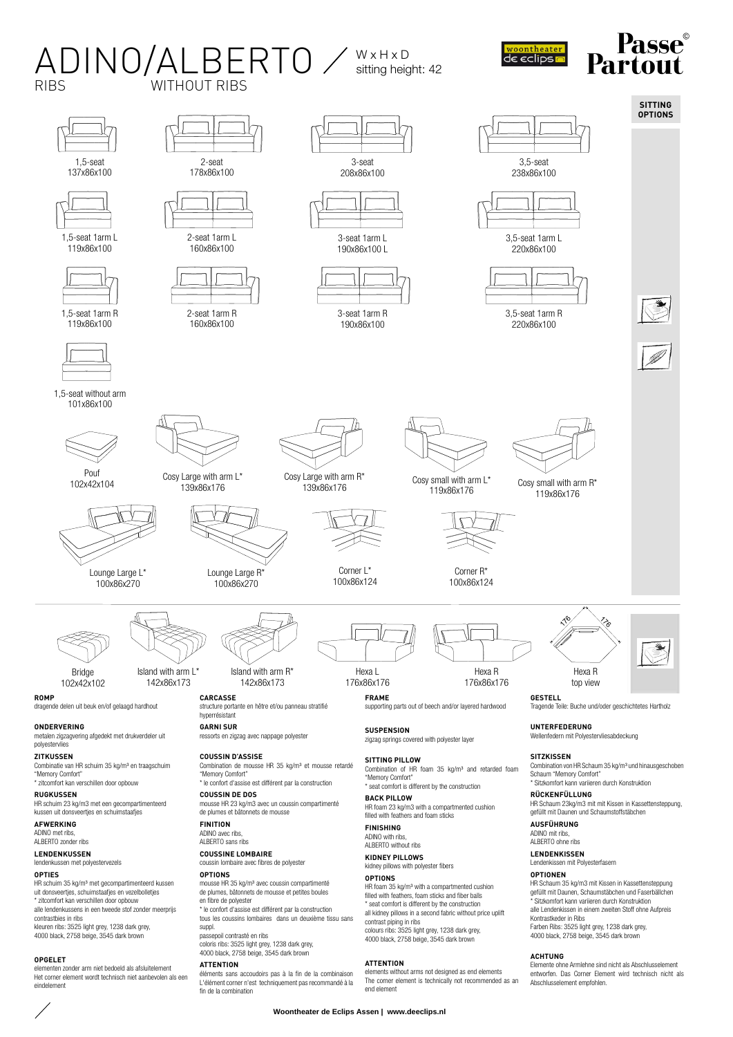# ADINO/ALBERTO

RIBS — WITHOUT RIBS

W x H x D
sitting height: 42

woontheater de eclips

Passe Partout ©

**SITTING OPTIONS**

1,5-seat
137x86x100

2-seat
178x86x100

3-seat
208x86x100

3,5-seat
238x86x100

1,5-seat 1arm L
119x86x100

2-seat 1arm L
160x86x100

3-seat 1arm L
190x86x100 L

3,5-seat 1arm L
220x86x100

1,5-seat 1arm R
119x86x100

2-seat 1arm R
160x86x100

3-seat 1arm R
190x86x100

3,5-seat 1arm R
220x86x100

1,5-seat without arm
101x86x100

Pouf
102x42x104

Cosy Large with arm L*
139x86x176

Cosy Large with arm R*
139x86x176

Cosy small with arm L*
119x86x176

Cosy small with arm R*
119x86x176

Lounge Large L*
100x86x270

Lounge Large R*
100x86x270

Corner L*
100x86x124

Corner R*
100x86x124

Bridge
102x42x102

Island with arm L*
142x86x173

Island with arm R*
142x86x173

Hexa L
176x86x176

Hexa R
176x86x176

Hexa R
top view

176 176

**ROMP**
dragende delen uit beuk en/of gelaagd hardhout

**ONDERVERING**
metalen zigzagvering afgedekt met drukverdeler uit polyestervlies

**ZITKUSSEN**
Combinatie van HR schuim 35 kg/m³ en traagschuim "Memory Comfort"
* zitcomfort kan verschillen door opbouw

**RUGKUSSEN**
HR schuim 23 kg/m3 met een gecompartimenteerd kussen uit donsveertjes en schuimstaafjes

**AFWERKING**
ADINO met ribs,
ALBERTO zonder ribs

**LENDENKUSSEN**
lendenkussen met polyestervezels

**OPTIES**
HR schuim 35 kg/m³ met gecompartimenteerd kussen uit donsveertjes, schuimstaafjes en vezelbolletjes
* zitcomfort kan verschillen door opbouw
alle lendenkussens in een tweede stof zonder meerprijs
contrastbies in ribs
kleuren ribs: 3525 light grey, 1238 dark grey, 4000 black, 2758 beige, 3545 dark brown

**OPGELET**
elementen zonder arm niet bedoeld als afsluitelement
Het corner element wordt technisch niet aanbevolen als een eindelement

**CARCASSE**
structure portante en hêtre et/ou panneau stratifié hyperrésistant

**GARNI SUR**
ressorts en zigzag avec nappage polyester

**COUSSIN D'ASSISE**
Combination de mousse HR 35 kg/m³ et mousse retardé "Memory Comfort"
* le confort d'assise est différent par la construction

**COUSSIN DE DOS**
mousse HR 23 kg/m3 avec un coussin compartimenté de plumes et bâtonnets de mousse

**FINITION**
ADINO avec ribs,
ALBERTO sans ribs

**COUSSINE LOMBAIRE**
coussin lombaire avec fibres de polyester

**OPTIONS**
mousse HR 35 kg/m³ avec coussin compartimenté de plumes, bâtonnets de mousse et petites boules en fibre de polyester
* le confort d'assise est différent par la construction
tous les coussins lombaires dans un deuxième tissu sans suppl.
passepoil contrasté en ribs
coloris ribs: 3525 light grey, 1238 dark grey, 4000 black, 2758 beige, 3545 dark brown

**ATTENTION**
éléments sans accoudoirs pas à la fin de la combinaison
L'élément corner n'est techniquement pas recommandé à la fin de la combination

**FRAME**
supporting parts out of beech and/or layered hardwood

**SUSPENSION**
zigzag springs covered with polyester layer

**SITTING PILLOW**
Combination of HR foam 35 kg/m³ and retarded foam "Memory Comfort"
* seat comfort is different by the construction

**BACK PILLOW**
HR foam 23 kg/m3 with a compartmented cushion filled with feathers and foam sticks

**FINISHING**
ADINO with ribs,
ALBERTO without ribs

**KIDNEY PILLOWS**
kidney pillows with polyester fibers

**OPTIONS**
HR foam 35 kg/m³ with a compartmented cushion filled with feathers, foam sticks and fiber balls
* seat comfort is different by the construction
all kidney pillows in a second fabric without price uplift
contrast piping in ribs
colours ribs: 3525 light grey, 1238 dark grey, 4000 black, 2758 beige, 3545 dark brown

**ATTENTION**
elements without arms not designed as end elements
The corner element is technically not recommended as an end element

**GESTELL**
Tragende Teile: Buche und/oder geschichtetes Hartholz

**UNTERFEDERUNG**
Wellenfedern mit Polyestervliesabdeckung

**SITZKISSEN**
Combination von HR Schaum 35 kg/m³ und hinausgeschoben Schaum "Memory Comfort"
* Sitzkomfort kann variieren durch Konstruktion

**RÜCKENFÜLLUNG**
HR Schaum 23kg/m3 mit Kissen in Kassettensteppung, gefüllt mit Daunen und Schaumstoffstäbchen

**AUSFÜHRUNG**
ADINO mit ribs,
ALBERTO ohne ribs

**LENDENKISSEN**
Lendenkissen mit Polyesterfasern

**OPTIONEN**
HR Schaum 35 kg/m3 mit Kissen in Kassettensteppung gefüllt mit Daunen, Schaumstäbchen und Faserbällchen
* Sitzkomfort kann variieren durch Konstruktion
alle Lendenkissen in einem zweiten Stoff ohne Aufpreis
Kontrastkeder in Ribs
Farben Ribs: 3525 light grey, 1238 dark grey, 4000 black, 2758 beige, 3545 dark brown

**ACHTUNG**
Elemente ohne Armlehne sind nicht als Abschlusselement entworfen. Das Corner Element wird technisch nicht als Abschlusselement empfohlen.

**Woontheater de Eclips Assen | www.deeclips.nl**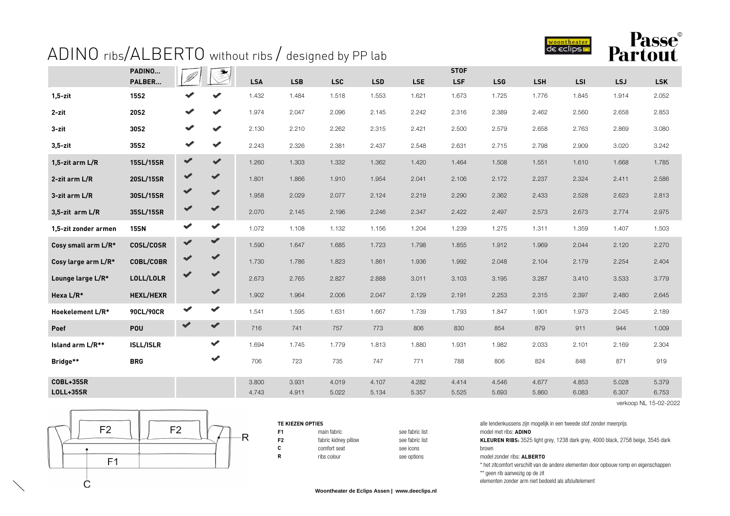# ADINO ribs/ALBERTO without ribs / designed by PP lab

| | PADINO... PALBER... | | | STOF LSA | LSB | LSC | LSD | LSE | LSF | LSG | LSH | LSI | LSJ | LSK |
|---|---|---|---|---|---|---|---|---|---|---|---|---|---|---|
| **1,5-zit** | **15S2** | ✔ | ✔ | 1.432 | 1.484 | 1.518 | 1.553 | 1.621 | 1.673 | 1.725 | 1.776 | 1.845 | 1.914 | 2.052 |
| **2-zit** | **20S2** | ✔ | ✔ | 1.974 | 2.047 | 2.096 | 2.145 | 2.242 | 2.316 | 2.389 | 2.462 | 2.560 | 2.658 | 2.853 |
| **3-zit** | **30S2** | ✔ | ✔ | 2.130 | 2.210 | 2.262 | 2.315 | 2.421 | 2.500 | 2.579 | 2.658 | 2.763 | 2.869 | 3.080 |
| **3,5-zit** | **35S2** | ✔ | ✔ | 2.243 | 2.326 | 2.381 | 2.437 | 2.548 | 2.631 | 2.715 | 2.798 | 2.909 | 3.020 | 3.242 |
| **1,5-zit arm L/R** | **15SL/15SR** | ✔ | ✔ | 1.260 | 1.303 | 1.332 | 1.362 | 1.420 | 1.464 | 1.508 | 1.551 | 1.610 | 1.668 | 1.785 |
| **2-zit arm L/R** | **20SL/15SR** | ✔ | ✔ | 1.801 | 1.866 | 1.910 | 1.954 | 2.041 | 2.106 | 2.172 | 2.237 | 2.324 | 2.411 | 2.586 |
| **3-zit arm L/R** | **30SL/15SR** | ✔ | ✔ | 1.958 | 2.029 | 2.077 | 2.124 | 2.219 | 2.290 | 2.362 | 2.433 | 2.528 | 2.623 | 2.813 |
| **3,5-zit arm L/R** | **35SL/15SR** | ✔ | ✔ | 2.070 | 2.145 | 2.196 | 2.246 | 2.347 | 2.422 | 2.497 | 2.573 | 2.673 | 2.774 | 2.975 |
| **1,5-zit zonder armen** | **15SN** | ✔ | ✔ | 1.072 | 1.108 | 1.132 | 1.156 | 1.204 | 1.239 | 1.275 | 1.311 | 1.359 | 1.407 | 1.503 |
| **Cosy small arm L/R*** | **COSL/COSR** | ✔ | ✔ | 1.590 | 1.647 | 1.685 | 1.723 | 1.798 | 1.855 | 1.912 | 1.969 | 2.044 | 2.120 | 2.270 |
| **Cosy large arm L/R*** | **COBL/COBR** | ✔ | ✔ | 1.730 | 1.786 | 1.823 | 1.861 | 1.936 | 1.992 | 2.048 | 2.104 | 2.179 | 2.254 | 2.404 |
| **Lounge large L/R*** | **LOLL/LOLR** | ✔ | ✔ | 2.673 | 2.765 | 2.827 | 2.888 | 3.011 | 3.103 | 3.195 | 3.287 | 3.410 | 3.533 | 3.779 |
| **Hexa L/R*** | **HEXL/HEXR** | | ✔ | 1.902 | 1.964 | 2.006 | 2.047 | 2.129 | 2.191 | 2.253 | 2.315 | 2.397 | 2.480 | 2.645 |
| **Hoekelement L/R*** | **90CL/90CR** | ✔ | ✔ | 1.541 | 1.595 | 1.631 | 1.667 | 1.739 | 1.793 | 1.847 | 1.901 | 1.973 | 2.045 | 2.189 |
| **Poef** | **POU** | ✔ | ✔ | 716 | 741 | 757 | 773 | 806 | 830 | 854 | 879 | 911 | 944 | 1.009 |
| **Island arm L/R**** | **ISLL/ISLR** | | ✔ | 1.694 | 1.745 | 1.779 | 1.813 | 1.880 | 1.931 | 1.982 | 2.033 | 2.101 | 2.169 | 2.304 |
| **Bridge**** | **BRG** | | ✔ | 706 | 723 | 735 | 747 | 771 | 788 | 806 | 824 | 848 | 871 | 919 |
| **COBL+35SR** | | | | 3.800 | 3.931 | 4.019 | 4.107 | 4.282 | 4.414 | 4.546 | 4.677 | 4.853 | 5.028 | 5.379 |
| **LOLL+35SR** | | | | 4.743 | 4.911 | 5.022 | 5.134 | 5.357 | 5.525 | 5.693 | 5.860 | 6.083 | 6.307 | 6.753 |

verkoop NL 15-02-2022

F2 F2 R F1 C

**TE KIEZEN OPTIES**

| | | |
|---|---|---|
| **F1** | main fabric | see fabric list |
| **F2** | fabric kidney pillow | see fabric list |
| **C** | comfort seat | see icons |
| **R** | ribs colour | see options |

alle lendenkussens zijn mogelijk in een tweede stof zonder meerprijs

model met ribs: **ADINO**

**KLEUREN RIBS:** 3525 light grey, 1238 dark grey, 4000 black, 2758 beige, 3545 dark brown

model zonder ribs: **ALBERTO**

* het zitcomfort verschilt van de andere elementen door opbouw romp en eigenschappen

** geen rib aanwezig op de zit

elementen zonder arm niet bedoeld als afsluitelement

**Woontheater de Eclips Assen | www.deeclips.nl**